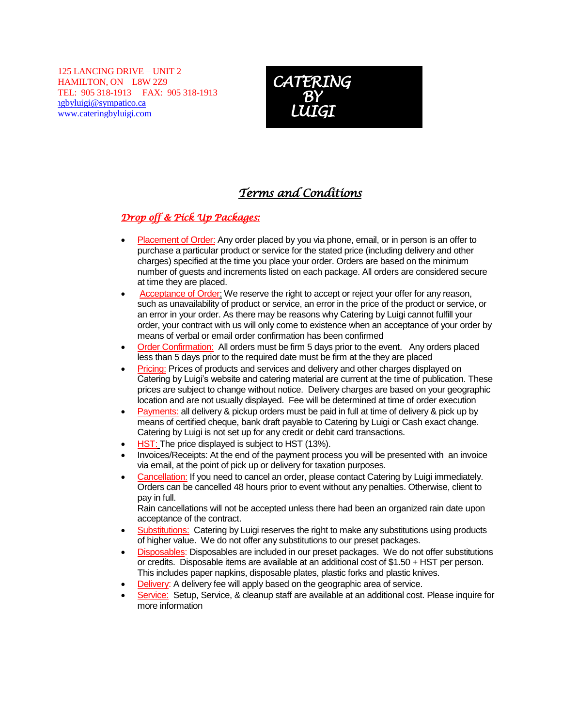125 LANCING DRIVE – UNIT 2
HAMILTON, ON L8W 2Z9
TEL: 905 318-1913 FAX: 905 318-1913
ıgbyluigi@sympatico.ca
www.cateringbyluigi.com

**CATERING BY LUIGI**

# Terms and Conditions

## Drop off & Pick Up Packages:

- Placement of Order: Any order placed by you via phone, email, or in person is an offer to purchase a particular product or service for the stated price (including delivery and other charges) specified at the time you place your order. Orders are based on the minimum number of guests and increments listed on each package. All orders are considered secure at time they are placed.
- Acceptance of Order: We reserve the right to accept or reject your offer for any reason, such as unavailability of product or service, an error in the price of the product or service, or an error in your order. As there may be reasons why Catering by Luigi cannot fulfill your order, your contract with us will only come to existence when an acceptance of your order by means of verbal or email order confirmation has been confirmed
- Order Confirmation: All orders must be firm 5 days prior to the event. Any orders placed less than 5 days prior to the required date must be firm at the they are placed
- Pricing: Prices of products and services and delivery and other charges displayed on Catering by Luigi's website and catering material are current at the time of publication. These prices are subject to change without notice. Delivery charges are based on your geographic location and are not usually displayed. Fee will be determined at time of order execution
- Payments: all delivery & pickup orders must be paid in full at time of delivery & pick up by means of certified cheque, bank draft payable to Catering by Luigi or Cash exact change. Catering by Luigi is not set up for any credit or debit card transactions.
- HST: The price displayed is subject to HST (13%).
- Invoices/Receipts: At the end of the payment process you will be presented with an invoice via email, at the point of pick up or delivery for taxation purposes.
- Cancellation: If you need to cancel an order, please contact Catering by Luigi immediately. Orders can be cancelled 48 hours prior to event without any penalties. Otherwise, client to pay in full.
  Rain cancellations will not be accepted unless there had been an organized rain date upon acceptance of the contract.
- Substitutions: Catering by Luigi reserves the right to make any substitutions using products of higher value. We do not offer any substitutions to our preset packages.
- Disposables: Disposables are included in our preset packages. We do not offer substitutions or credits. Disposable items are available at an additional cost of $1.50 + HST per person. This includes paper napkins, disposable plates, plastic forks and plastic knives.
- Delivery: A delivery fee will apply based on the geographic area of service.
- Service: Setup, Service, & cleanup staff are available at an additional cost. Please inquire for more information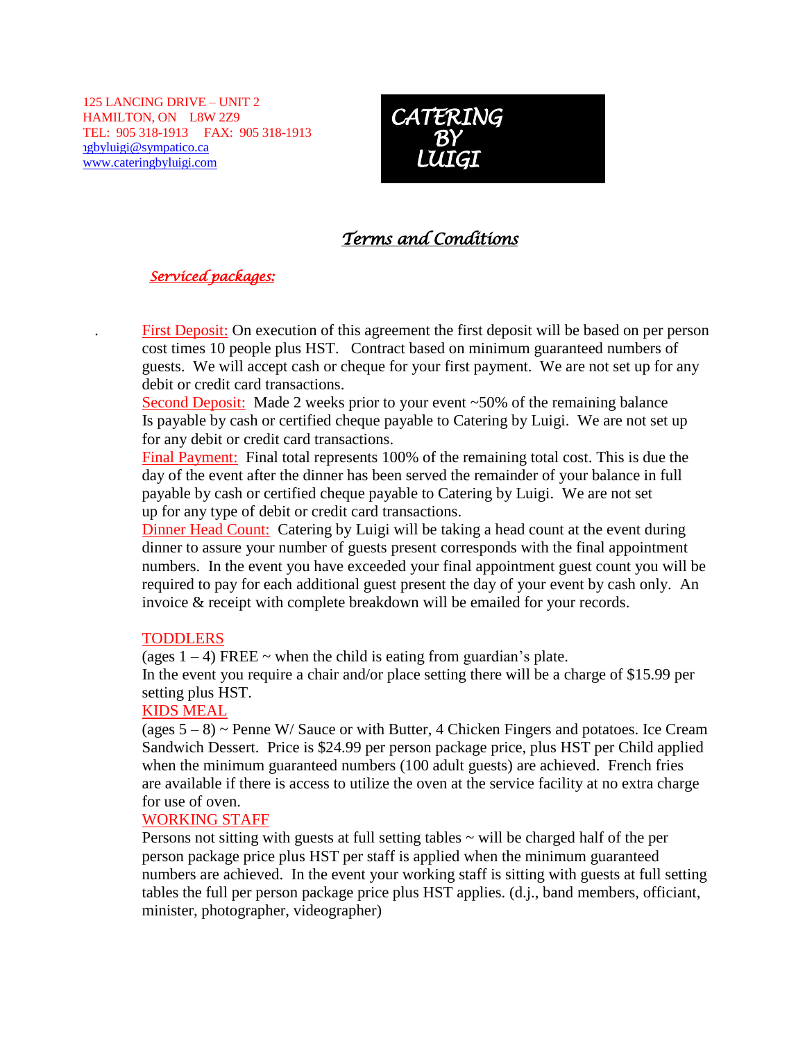125 LANCING DRIVE – UNIT 2
HAMILTON, ON L8W 2Z9
TEL: 905 318-1913 FAX: 905 318-1913
ıgbyluigi@sympatico.ca
www.cateringbyluigi.com

**CATERING BY LUIGI**

# *Terms and Conditions*

## *Serviced packages:*

. First Deposit: On execution of this agreement the first deposit will be based on per person cost times 10 people plus HST. Contract based on minimum guaranteed numbers of guests. We will accept cash or cheque for your first payment. We are not set up for any debit or credit card transactions.

Second Deposit: Made 2 weeks prior to your event ~50% of the remaining balance Is payable by cash or certified cheque payable to Catering by Luigi. We are not set up for any debit or credit card transactions.

Final Payment: Final total represents 100% of the remaining total cost. This is due the day of the event after the dinner has been served the remainder of your balance in full payable by cash or certified cheque payable to Catering by Luigi. We are not set up for any type of debit or credit card transactions.

Dinner Head Count: Catering by Luigi will be taking a head count at the event during dinner to assure your number of guests present corresponds with the final appointment numbers. In the event you have exceeded your final appointment guest count you will be required to pay for each additional guest present the day of your event by cash only. An invoice & receipt with complete breakdown will be emailed for your records.

TODDLERS
(ages 1 – 4) FREE ~ when the child is eating from guardian's plate.
In the event you require a chair and/or place setting there will be a charge of $15.99 per setting plus HST.

KIDS MEAL
(ages 5 – 8) ~ Penne W/ Sauce or with Butter, 4 Chicken Fingers and potatoes. Ice Cream Sandwich Dessert. Price is $24.99 per person package price, plus HST per Child applied when the minimum guaranteed numbers (100 adult guests) are achieved. French fries are available if there is access to utilize the oven at the service facility at no extra charge for use of oven.

WORKING STAFF
Persons not sitting with guests at full setting tables ~ will be charged half of the per person package price plus HST per staff is applied when the minimum guaranteed numbers are achieved. In the event your working staff is sitting with guests at full setting tables the full per person package price plus HST applies. (d.j., band members, officiant, minister, photographer, videographer)